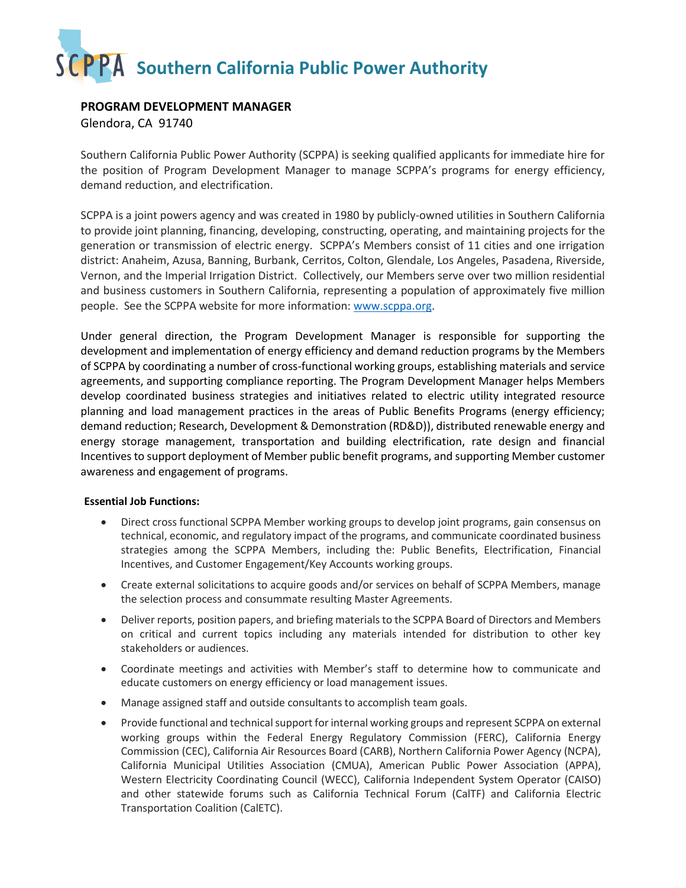# Southern California Public Power Authority

## PROGRAM DEVELOPMENT MANAGER

Glendora, CA 91740

Southern California Public Power Authority (SCPPA) is seeking qualified applicants for immediate hire for the position of Program Development Manager to manage SCPPA's programs for energy efficiency, demand reduction, and electrification.

SCPPA is a joint powers agency and was created in 1980 by publicly-owned utilities in Southern California to provide joint planning, financing, developing, constructing, operating, and maintaining projects for the generation or transmission of electric energy. SCPPA's Members consist of 11 cities and one irrigation district: Anaheim, Azusa, Banning, Burbank, Cerritos, Colton, Glendale, Los Angeles, Pasadena, Riverside, Vernon, and the Imperial Irrigation District. Collectively, our Members serve over two million residential and business customers in Southern California, representing a population of approximately five million people. See the SCPPA website for more information: www.scppa.org.

Under general direction, the Program Development Manager is responsible for supporting the development and implementation of energy efficiency and demand reduction programs by the Members of SCPPA by coordinating a number of cross-functional working groups, establishing materials and service agreements, and supporting compliance reporting. The Program Development Manager helps Members develop coordinated business strategies and initiatives related to electric utility integrated resource planning and load management practices in the areas of Public Benefits Programs (energy efficiency; demand reduction; Research, Development & Demonstration (RD&D)), distributed renewable energy and energy storage management, transportation and building electrification, rate design and financial Incentives to support deployment of Member public benefit programs, and supporting Member customer awareness and engagement of programs.

**Essential Job Functions:**

- Direct cross functional SCPPA Member working groups to develop joint programs, gain consensus on technical, economic, and regulatory impact of the programs, and communicate coordinated business strategies among the SCPPA Members, including the: Public Benefits, Electrification, Financial Incentives, and Customer Engagement/Key Accounts working groups.
- Create external solicitations to acquire goods and/or services on behalf of SCPPA Members, manage the selection process and consummate resulting Master Agreements.
- Deliver reports, position papers, and briefing materials to the SCPPA Board of Directors and Members on critical and current topics including any materials intended for distribution to other key stakeholders or audiences.
- Coordinate meetings and activities with Member's staff to determine how to communicate and educate customers on energy efficiency or load management issues.
- Manage assigned staff and outside consultants to accomplish team goals.
- Provide functional and technical support for internal working groups and represent SCPPA on external working groups within the Federal Energy Regulatory Commission (FERC), California Energy Commission (CEC), California Air Resources Board (CARB), Northern California Power Agency (NCPA), California Municipal Utilities Association (CMUA), American Public Power Association (APPA), Western Electricity Coordinating Council (WECC), California Independent System Operator (CAISO) and other statewide forums such as California Technical Forum (CalTF) and California Electric Transportation Coalition (CalETC).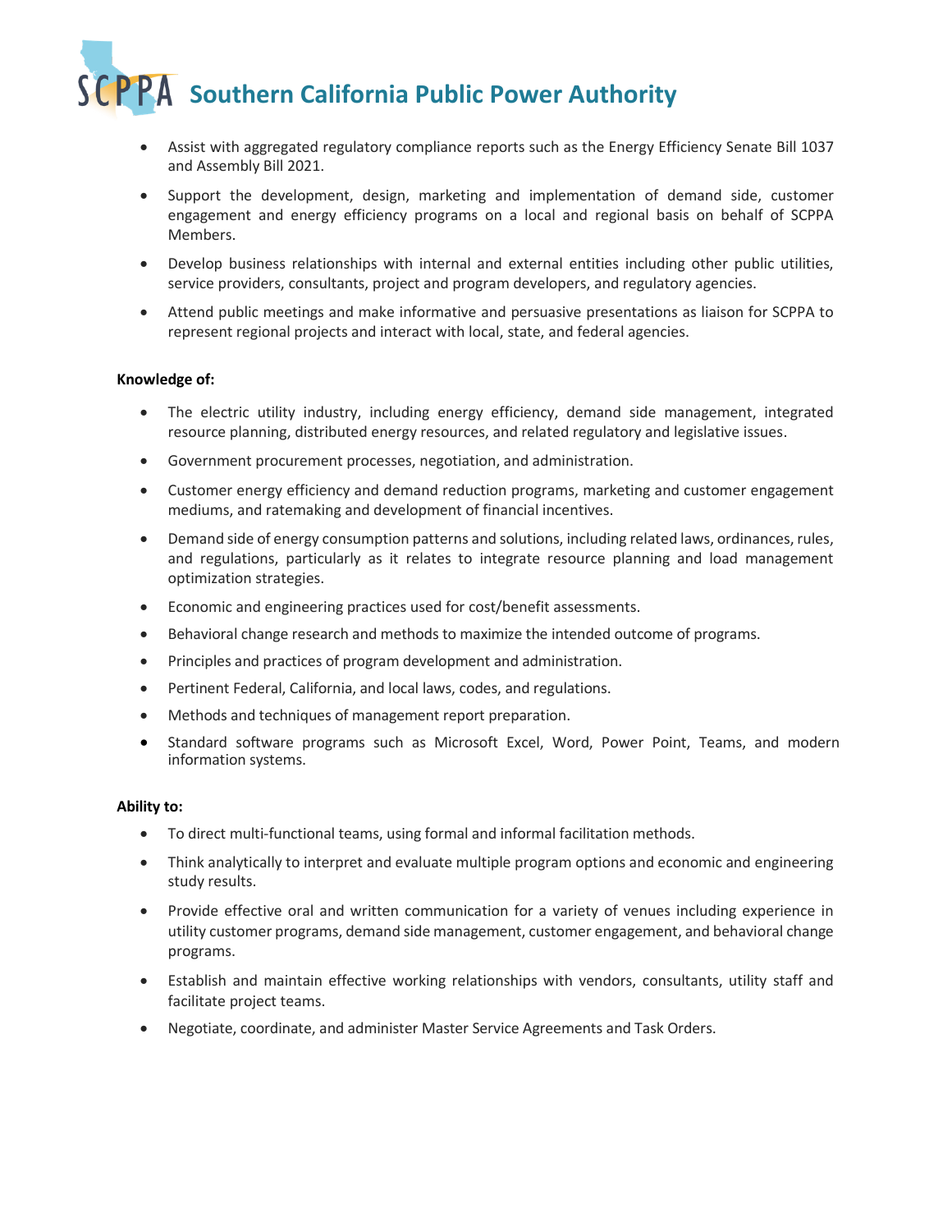- Assist with aggregated regulatory compliance reports such as the Energy Efficiency Senate Bill 1037 and Assembly Bill 2021.
- Support the development, design, marketing and implementation of demand side, customer engagement and energy efficiency programs on a local and regional basis on behalf of SCPPA Members.
- Develop business relationships with internal and external entities including other public utilities, service providers, consultants, project and program developers, and regulatory agencies.
- Attend public meetings and make informative and persuasive presentations as liaison for SCPPA to represent regional projects and interact with local, state, and federal agencies.

**Knowledge of:**

- The electric utility industry, including energy efficiency, demand side management, integrated resource planning, distributed energy resources, and related regulatory and legislative issues.
- Government procurement processes, negotiation, and administration.
- Customer energy efficiency and demand reduction programs, marketing and customer engagement mediums, and ratemaking and development of financial incentives.
- Demand side of energy consumption patterns and solutions, including related laws, ordinances, rules, and regulations, particularly as it relates to integrate resource planning and load management optimization strategies.
- Economic and engineering practices used for cost/benefit assessments.
- Behavioral change research and methods to maximize the intended outcome of programs.
- Principles and practices of program development and administration.
- Pertinent Federal, California, and local laws, codes, and regulations.
- Methods and techniques of management report preparation.
- Standard software programs such as Microsoft Excel, Word, Power Point, Teams, and modern information systems.

**Ability to:**

- To direct multi-functional teams, using formal and informal facilitation methods.
- Think analytically to interpret and evaluate multiple program options and economic and engineering study results.
- Provide effective oral and written communication for a variety of venues including experience in utility customer programs, demand side management, customer engagement, and behavioral change programs.
- Establish and maintain effective working relationships with vendors, consultants, utility staff and facilitate project teams.
- Negotiate, coordinate, and administer Master Service Agreements and Task Orders.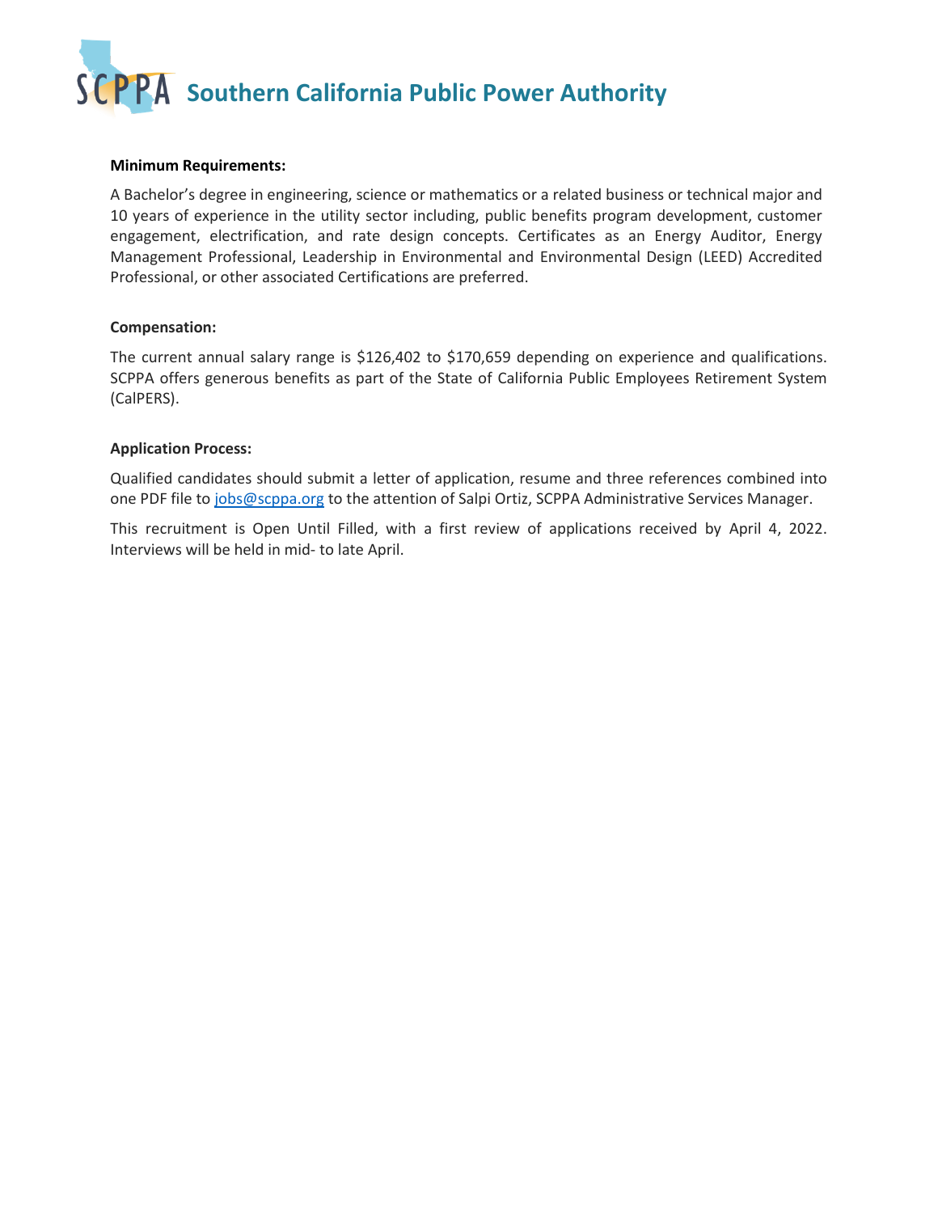**Minimum Requirements:**

A Bachelor's degree in engineering, science or mathematics or a related business or technical major and 10 years of experience in the utility sector including, public benefits program development, customer engagement, electrification, and rate design concepts. Certificates as an Energy Auditor, Energy Management Professional, Leadership in Environmental and Environmental Design (LEED) Accredited Professional, or other associated Certifications are preferred.

**Compensation:**

The current annual salary range is $126,402 to $170,659 depending on experience and qualifications. SCPPA offers generous benefits as part of the State of California Public Employees Retirement System (CalPERS).

**Application Process:**

Qualified candidates should submit a letter of application, resume and three references combined into one PDF file to jobs@scppa.org to the attention of Salpi Ortiz, SCPPA Administrative Services Manager.

This recruitment is Open Until Filled, with a first review of applications received by April 4, 2022. Interviews will be held in mid- to late April.